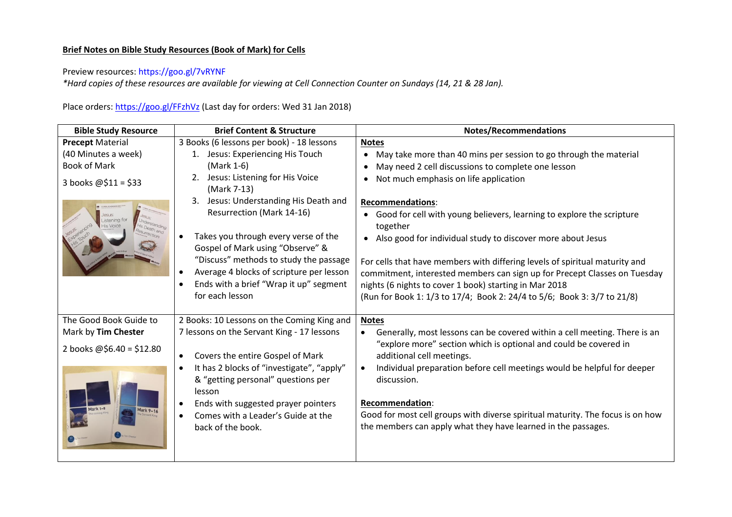**Brief Notes on Bible Study Resources (Book of Mark) for Cells**

Preview resources: https://goo.gl/7vRYNF
*\*Hard copies of these resources are available for viewing at Cell Connection Counter on Sundays (14, 21 & 28 Jan).*

Place orders: https://goo.gl/FFzhVz (Last day for orders: Wed 31 Jan 2018)

| Bible Study Resource | Brief Content & Structure | Notes/Recommendations |
|---|---|---|
| **Precept** Material<br>(40 Minutes a week)<br>Book of Mark<br><br>3 books @$11 = $33 | 3 Books (6 lessons per book) - 18 lessons<br>1. Jesus: Experiencing His Touch (Mark 1-6)<br>2. Jesus: Listening for His Voice (Mark 7-13)<br>3. Jesus: Understanding His Death and Resurrection (Mark 14-16)<br><br>• Takes you through every verse of the Gospel of Mark using "Observe" & "Discuss" methods to study the passage<br>• Average 4 blocks of scripture per lesson<br>• Ends with a brief "Wrap it up" segment for each lesson | **Notes**<br>• May take more than 40 mins per session to go through the material<br>• May need 2 cell discussions to complete one lesson<br>• Not much emphasis on life application<br><br>**Recommendations**:<br>• Good for cell with young believers, learning to explore the scripture together<br>• Also good for individual study to discover more about Jesus<br><br>For cells that have members with differing levels of spiritual maturity and commitment, interested members can sign up for Precept Classes on Tuesday nights (6 nights to cover 1 book) starting in Mar 2018<br>(Run for Book 1: 1/3 to 17/4; Book 2: 24/4 to 5/6; Book 3: 3/7 to 21/8) |
| The Good Book Guide to Mark by **Tim Chester**<br><br>2 books @$6.40 = $12.80 | 2 Books: 10 Lessons on the Coming King and 7 lessons on the Servant King - 17 lessons<br><br>• Covers the entire Gospel of Mark<br>• It has 2 blocks of "investigate", "apply" & "getting personal" questions per lesson<br>• Ends with suggested prayer pointers<br>• Comes with a Leader's Guide at the back of the book. | **Notes**<br>• Generally, most lessons can be covered within a cell meeting. There is an "explore more" section which is optional and could be covered in additional cell meetings.<br>• Individual preparation before cell meetings would be helpful for deeper discussion.<br><br>**Recommendation**:<br>Good for most cell groups with diverse spiritual maturity. The focus is on how the members can apply what they have learned in the passages. |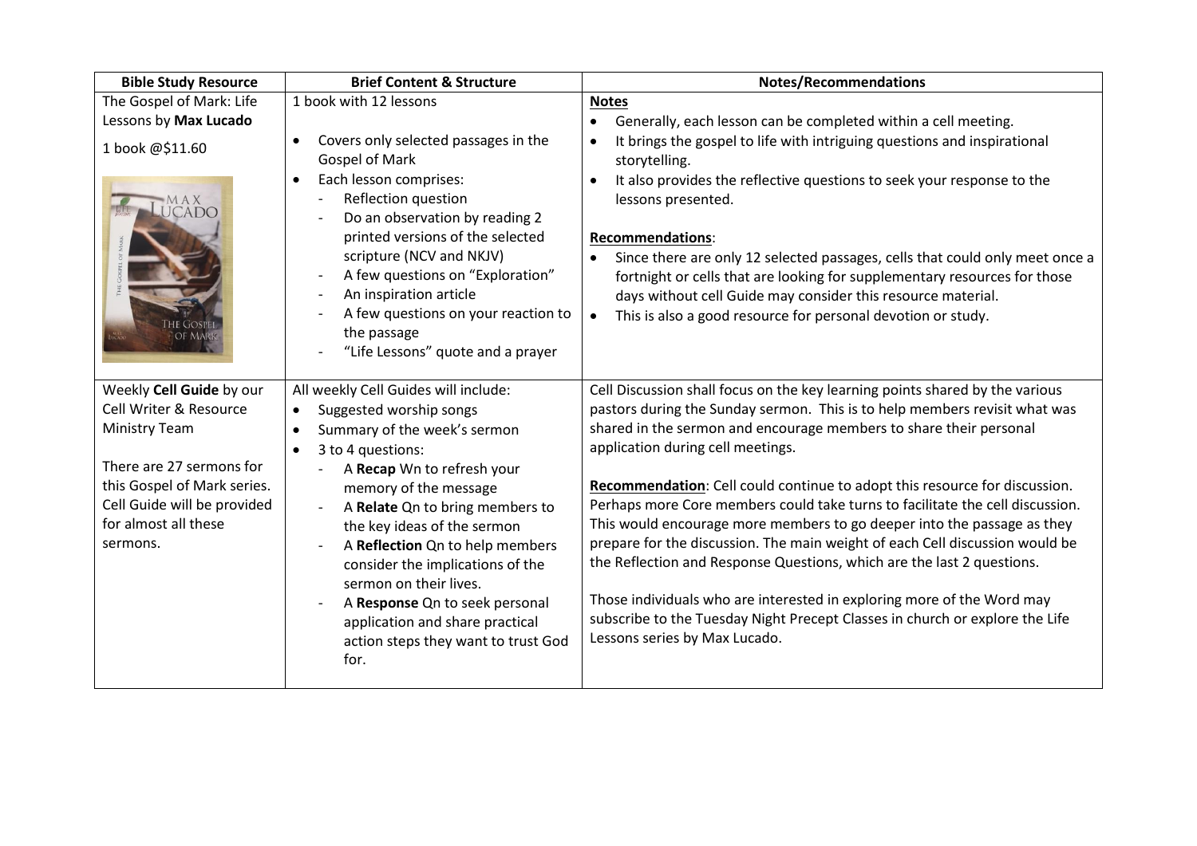| Bible Study Resource | Brief Content & Structure | Notes/Recommendations |
|---|---|---|
| The Gospel of Mark: Life Lessons by **Max Lucado**<br><br>1 book @$11.60 | 1 book with 12 lessons<br><br>• Covers only selected passages in the Gospel of Mark<br>• Each lesson comprises:<br>- Reflection question<br>- Do an observation by reading 2 printed versions of the selected scripture (NCV and NKJV)<br>- A few questions on "Exploration"<br>- An inspiration article<br>- A few questions on your reaction to the passage<br>- "Life Lessons" quote and a prayer | **Notes**<br>• Generally, each lesson can be completed within a cell meeting.<br>• It brings the gospel to life with intriguing questions and inspirational storytelling.<br>• It also provides the reflective questions to seek your response to the lessons presented.<br><br>**Recommendations**:<br>• Since there are only 12 selected passages, cells that could only meet once a fortnight or cells that are looking for supplementary resources for those days without cell Guide may consider this resource material.<br>• This is also a good resource for personal devotion or study. |
| Weekly **Cell Guide** by our Cell Writer & Resource Ministry Team<br><br>There are 27 sermons for this Gospel of Mark series. Cell Guide will be provided for almost all these sermons. | All weekly Cell Guides will include:<br>• Suggested worship songs<br>• Summary of the week's sermon<br>• 3 to 4 questions:<br>- A **Recap** Wn to refresh your memory of the message<br>- A **Relate** Qn to bring members to the key ideas of the sermon<br>- A **Reflection** Qn to help members consider the implications of the sermon on their lives.<br>- A **Response** Qn to seek personal application and share practical action steps they want to trust God for. | Cell Discussion shall focus on the key learning points shared by the various pastors during the Sunday sermon. This is to help members revisit what was shared in the sermon and encourage members to share their personal application during cell meetings.<br><br>**Recommendation**: Cell could continue to adopt this resource for discussion. Perhaps more Core members could take turns to facilitate the cell discussion. This would encourage more members to go deeper into the passage as they prepare for the discussion. The main weight of each Cell discussion would be the Reflection and Response Questions, which are the last 2 questions.<br><br>Those individuals who are interested in exploring more of the Word may subscribe to the Tuesday Night Precept Classes in church or explore the Life Lessons series by Max Lucado. |